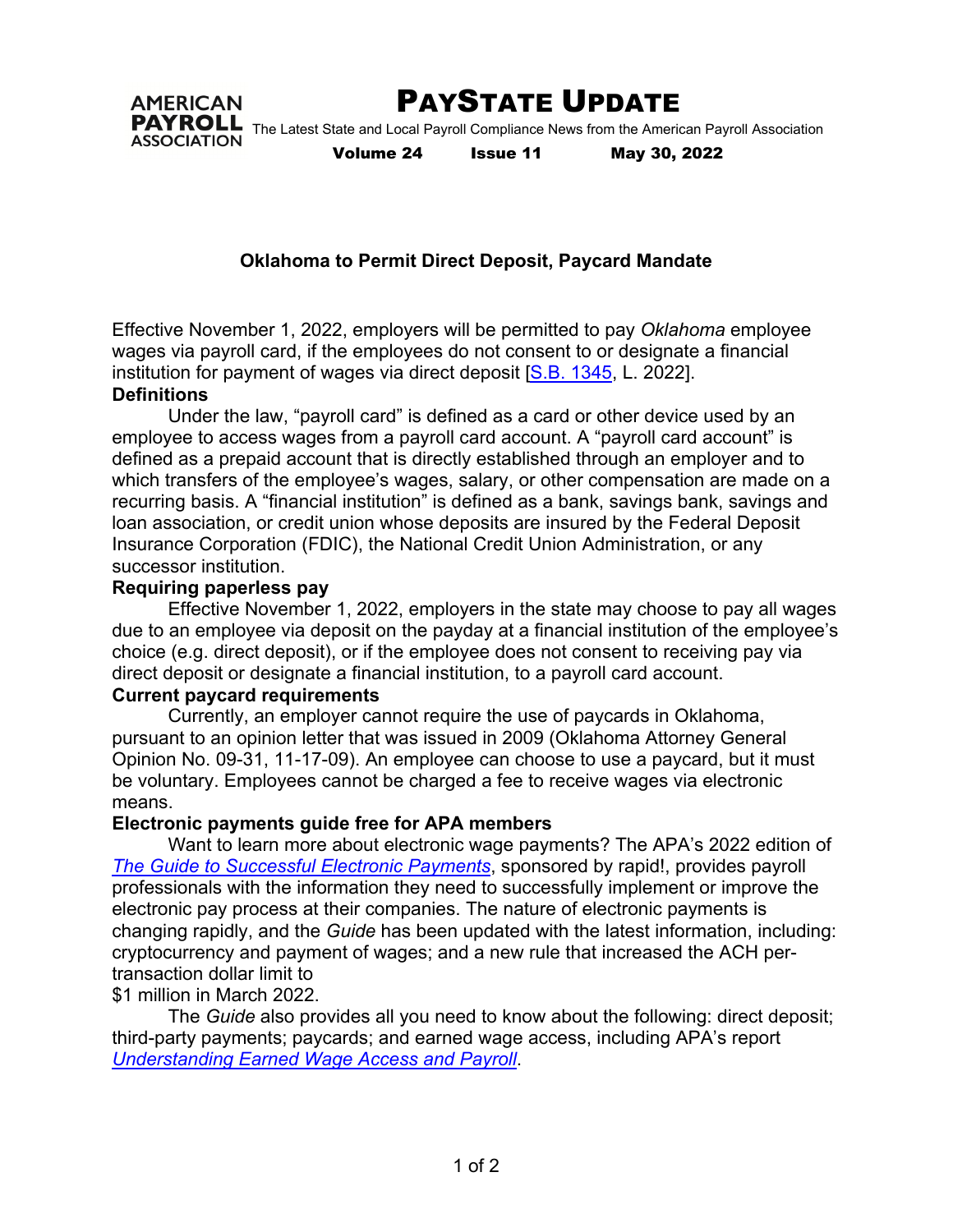# PayState Update

The Latest State and Local Payroll Compliance News from the American Payroll Association

**Volume 24 Issue 11 May 30, 2022**

## Oklahoma to Permit Direct Deposit, Paycard Mandate

Effective November 1, 2022, employers will be permitted to pay *Oklahoma* employee wages via payroll card, if the employees do not consent to or designate a financial institution for payment of wages via direct deposit [S.B. 1345, L. 2022].

**Definitions**

Under the law, "payroll card" is defined as a card or other device used by an employee to access wages from a payroll card account. A "payroll card account" is defined as a prepaid account that is directly established through an employer and to which transfers of the employee's wages, salary, or other compensation are made on a recurring basis. A "financial institution" is defined as a bank, savings bank, savings and loan association, or credit union whose deposits are insured by the Federal Deposit Insurance Corporation (FDIC), the National Credit Union Administration, or any successor institution.

**Requiring paperless pay**

Effective November 1, 2022, employers in the state may choose to pay all wages due to an employee via deposit on the payday at a financial institution of the employee's choice (e.g. direct deposit), or if the employee does not consent to receiving pay via direct deposit or designate a financial institution, to a payroll card account.

**Current paycard requirements**

Currently, an employer cannot require the use of paycards in Oklahoma, pursuant to an opinion letter that was issued in 2009 (Oklahoma Attorney General Opinion No. 09-31, 11-17-09). An employee can choose to use a paycard, but it must be voluntary. Employees cannot be charged a fee to receive wages via electronic means.

**Electronic payments guide free for APA members**

Want to learn more about electronic wage payments? The APA's 2022 edition of *The Guide to Successful Electronic Payments*, sponsored by rapid!, provides payroll professionals with the information they need to successfully implement or improve the electronic pay process at their companies. The nature of electronic payments is changing rapidly, and the *Guide* has been updated with the latest information, including: cryptocurrency and payment of wages; and a new rule that increased the ACH per-transaction dollar limit to $1 million in March 2022.

The *Guide* also provides all you need to know about the following: direct deposit; third-party payments; paycards; and earned wage access, including APA's report *Understanding Earned Wage Access and Payroll*.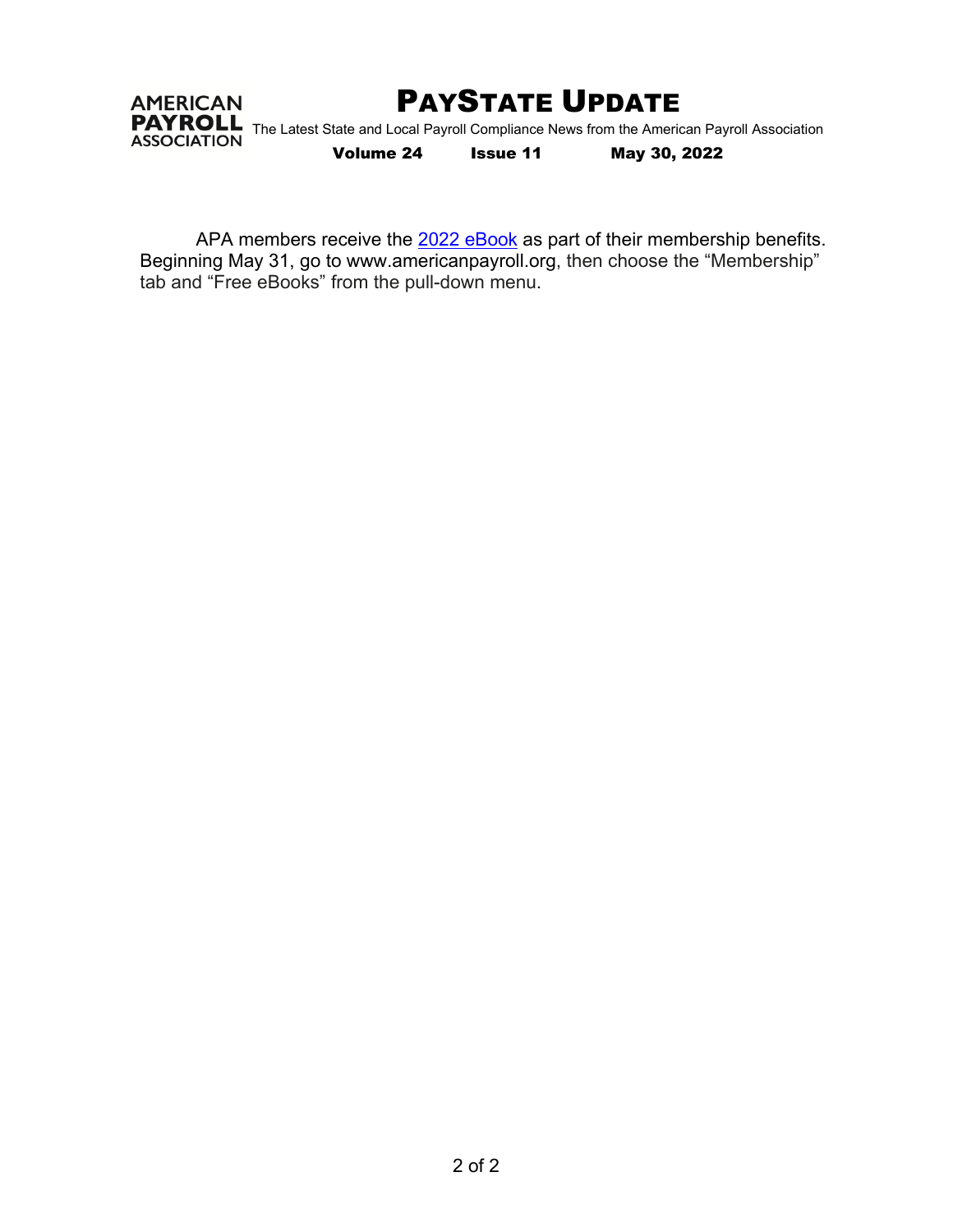APA members receive the [2022 eBook] as part of their membership benefits. Beginning May 31, go to www.americanpayroll.org, then choose the "Membership" tab and "Free eBooks" from the pull-down menu.